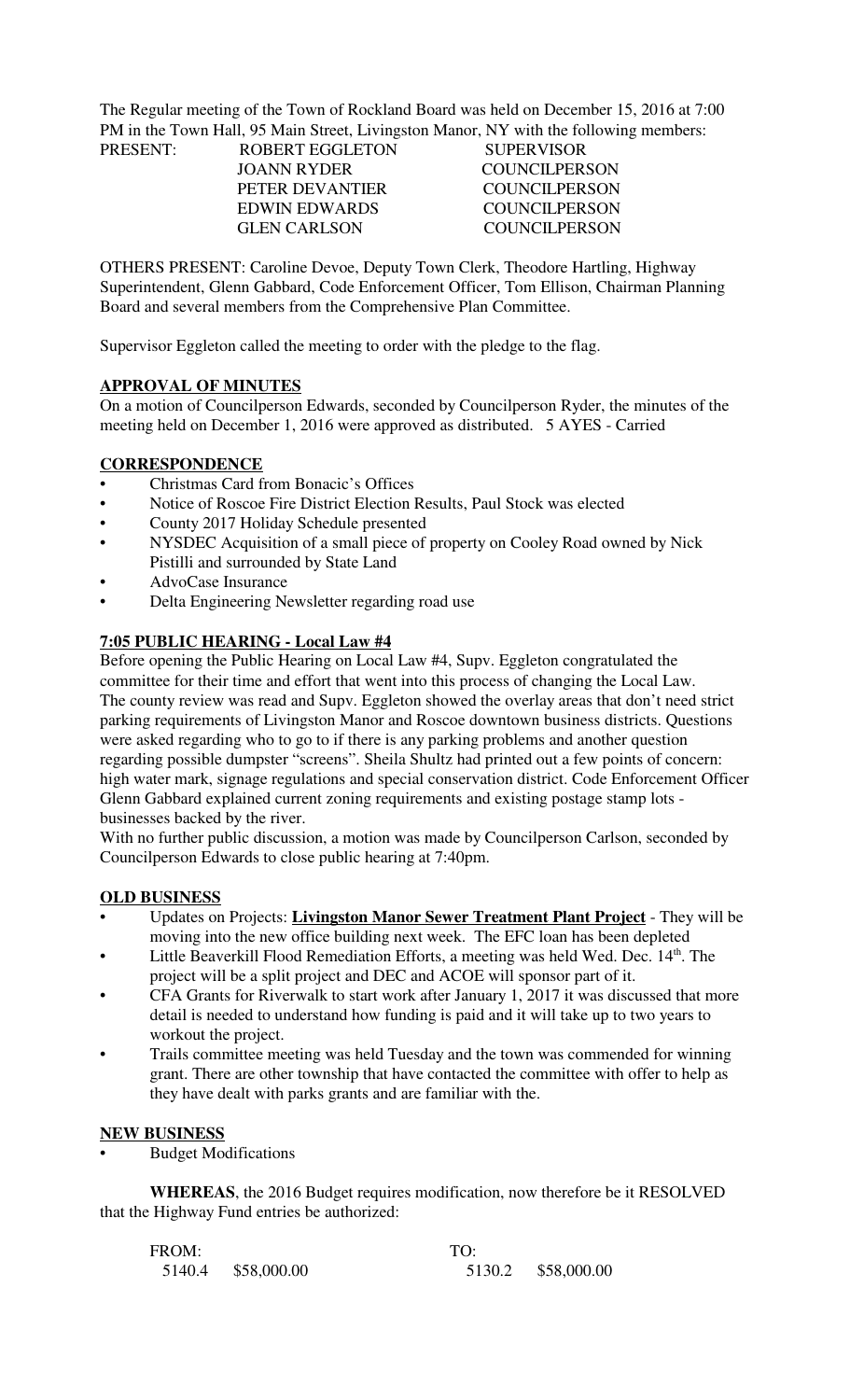The Regular meeting of the Town of Rockland Board was held on December 15, 2016 at 7:00 PM in the Town Hall, 95 Main Street, Livingston Manor, NY with the following members:

| PRESENT: | ROBERT EGGLETON | SUPERVISOR |
|---|---|---|
| | JOANN RYDER | COUNCILPERSON |
| | PETER DEVANTIER | COUNCILPERSON |
| | EDWIN EDWARDS | COUNCILPERSON |
| | GLEN CARLSON | COUNCILPERSON |

OTHERS PRESENT: Caroline Devoe, Deputy Town Clerk, Theodore Hartling, Highway Superintendent, Glenn Gabbard, Code Enforcement Officer, Tom Ellison, Chairman Planning Board and several members from the Comprehensive Plan Committee.

Supervisor Eggleton called the meeting to order with the pledge to the flag.

## APPROVAL OF MINUTES

On a motion of Councilperson Edwards, seconded by Councilperson Ryder, the minutes of the meeting held on December 1, 2016 were approved as distributed. 5 AYES - Carried

## CORRESPONDENCE

- Christmas Card from Bonacic's Offices
- Notice of Roscoe Fire District Election Results, Paul Stock was elected
- County 2017 Holiday Schedule presented
- NYSDEC Acquisition of a small piece of property on Cooley Road owned by Nick Pistilli and surrounded by State Land
- AdvoCase Insurance
- Delta Engineering Newsletter regarding road use

## 7:05 PUBLIC HEARING - Local Law #4

Before opening the Public Hearing on Local Law #4, Supv. Eggleton congratulated the committee for their time and effort that went into this process of changing the Local Law. The county review was read and Supv. Eggleton showed the overlay areas that don't need strict parking requirements of Livingston Manor and Roscoe downtown business districts. Questions were asked regarding who to go to if there is any parking problems and another question regarding possible dumpster "screens". Sheila Shultz had printed out a few points of concern: high water mark, signage regulations and special conservation district. Code Enforcement Officer Glenn Gabbard explained current zoning requirements and existing postage stamp lots - businesses backed by the river.

With no further public discussion, a motion was made by Councilperson Carlson, seconded by Councilperson Edwards to close public hearing at 7:40pm.

## OLD BUSINESS

- Updates on Projects: **Livingston Manor Sewer Treatment Plant Project** - They will be moving into the new office building next week. The EFC loan has been depleted
- Little Beaverkill Flood Remediation Efforts, a meeting was held Wed. Dec. 14th. The project will be a split project and DEC and ACOE will sponsor part of it.
- CFA Grants for Riverwalk to start work after January 1, 2017 it was discussed that more detail is needed to understand how funding is paid and it will take up to two years to workout the project.
- Trails committee meeting was held Tuesday and the town was commended for winning grant. There are other township that have contacted the committee with offer to help as they have dealt with parks grants and are familiar with the.

## NEW BUSINESS

- Budget Modifications

**WHEREAS**, the 2016 Budget requires modification, now therefore be it RESOLVED that the Highway Fund entries be authorized:

| FROM: | | TO: | |
|---|---|---|---|
| 5140.4 | \$58,000.00 | 5130.2 | \$58,000.00 |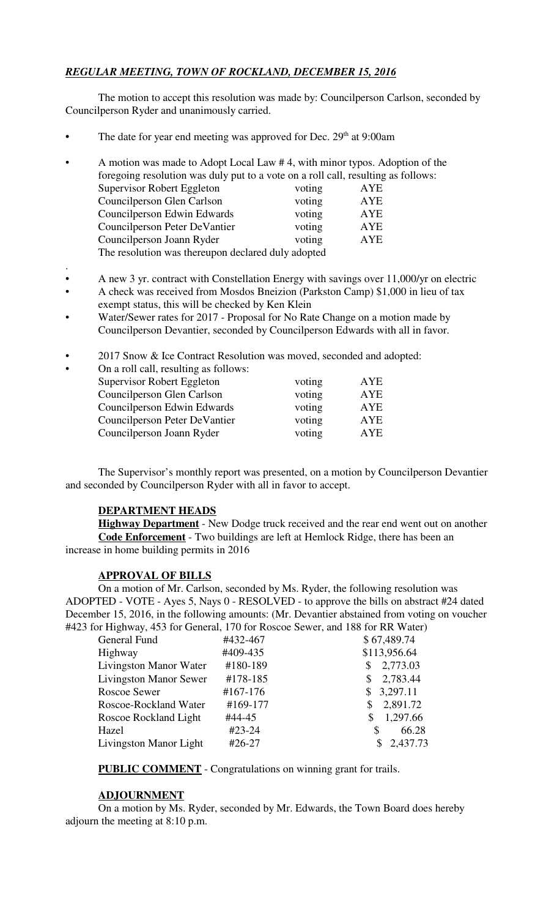***REGULAR MEETING, TOWN OF ROCKLAND, DECEMBER 15, 2016***

The motion to accept this resolution was made by: Councilperson Carlson, seconded by Councilperson Ryder and unanimously carried.

- The date for year end meeting was approved for Dec. 29th at 9:00am

- A motion was made to Adopt Local Law # 4, with minor typos. Adoption of the foregoing resolution was duly put to a vote on a roll call, resulting as follows:

| | | |
|---|---|---|
| Supervisor Robert Eggleton | voting | AYE |
| Councilperson Glen Carlson | voting | AYE |
| Councilperson Edwin Edwards | voting | AYE |
| Councilperson Peter DeVantier | voting | AYE |
| Councilperson Joann Ryder | voting | AYE |

The resolution was thereupon declared duly adopted

- A new 3 yr. contract with Constellation Energy with savings over 11,000/yr on electric
- A check was received from Mosdos Bneizion (Parkston Camp) $1,000 in lieu of tax exempt status, this will be checked by Ken Klein
- Water/Sewer rates for 2017 - Proposal for No Rate Change on a motion made by Councilperson Devantier, seconded by Councilperson Edwards with all in favor.

- 2017 Snow & Ice Contract Resolution was moved, seconded and adopted:
- On a roll call, resulting as follows:

| | | |
|---|---|---|
| Supervisor Robert Eggleton | voting | AYE |
| Councilperson Glen Carlson | voting | AYE |
| Councilperson Edwin Edwards | voting | AYE |
| Councilperson Peter DeVantier | voting | AYE |
| Councilperson Joann Ryder | voting | AYE |

The Supervisor's monthly report was presented, on a motion by Councilperson Devantier and seconded by Councilperson Ryder with all in favor to accept.

**DEPARTMENT HEADS**

**Highway Department** - New Dodge truck received and the rear end went out on another

**Code Enforcement** - Two buildings are left at Hemlock Ridge, there has been an increase in home building permits in 2016

**APPROVAL OF BILLS**

On a motion of Mr. Carlson, seconded by Ms. Ryder, the following resolution was ADOPTED - VOTE - Ayes 5, Nays 0 - RESOLVED - to approve the bills on abstract #24 dated December 15, 2016, in the following amounts: (Mr. Devantier abstained from voting on voucher #423 for Highway, 453 for General, 170 for Roscoe Sewer, and 188 for RR Water)

| | | |
|---|---|---|
| General Fund | #432-467 | $ 67,489.74 |
| Highway | #409-435 | $113,956.64 |
| Livingston Manor Water | #180-189 | $ 2,773.03 |
| Livingston Manor Sewer | #178-185 | $ 2,783.44 |
| Roscoe Sewer | #167-176 | $ 3,297.11 |
| Roscoe-Rockland Water | #169-177 | $ 2,891.72 |
| Roscoe Rockland Light | #44-45 | $ 1,297.66 |
| Hazel | #23-24 | $ 66.28 |
| Livingston Manor Light | #26-27 | $ 2,437.73 |

**PUBLIC COMMENT** - Congratulations on winning grant for trails.

**ADJOURNMENT**

On a motion by Ms. Ryder, seconded by Mr. Edwards, the Town Board does hereby adjourn the meeting at 8:10 p.m.